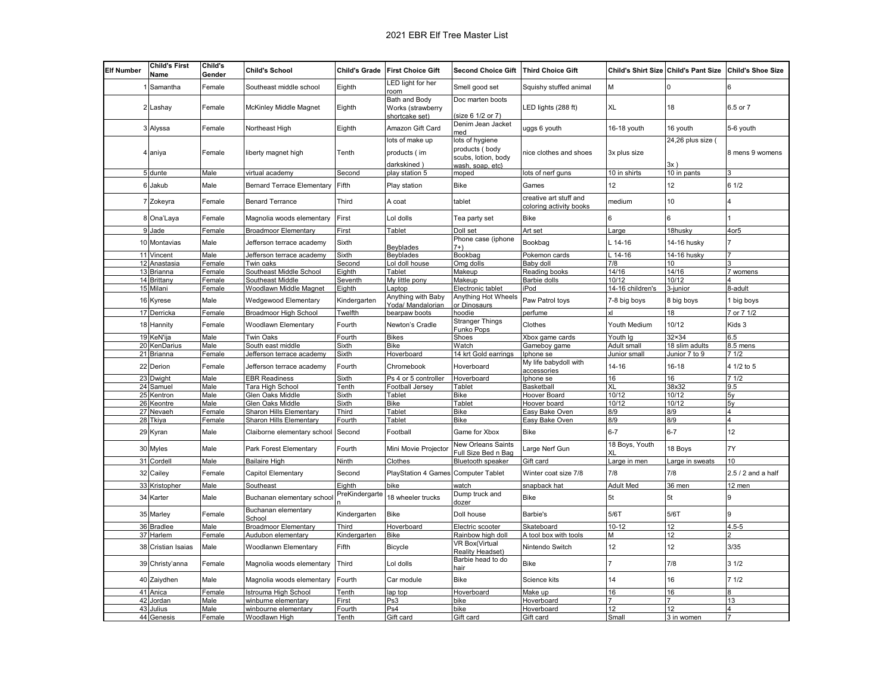# 2021 EBR Elf Tree Master List

| Elf Number | Child's First Name | Child's Gender | Child's School | Child's Grade | First Choice Gift | Second Choice Gift | Third Choice Gift | Child's Shirt Size | Child's Pant Size | Child's Shoe Size |
|---|---|---|---|---|---|---|---|---|---|---|
| 1 | Samantha | Female | Southeast middle school | Eighth | LED light for her room | Smell good set | Squishy stuffed animal | M | 0 | 6 |
| 2 | Lashay | Female | McKinley Middle Magnet | Eighth | Bath and Body Works (strawberry shortcake set) | Doc marten boots (size 6 1/2 or 7) | LED lights (288 ft) | XL | 18 | 6.5 or 7 |
| 3 | Alyssa | Female | Northeast High | Eighth | Amazon Gift Card | Denim Jean Jacket med | uggs 6 youth | 16-18 youth | 16 youth | 5-6 youth |
| 4 | aniya | Female | liberty magnet high | Tenth | lots of make up products ( im darkskined ) | lots of hygiene products ( body scubs, lotion, body wash, soap, etc} | nice clothes and shoes | 3x plus size | 24,26 plus size ( 3x ) | 8 mens 9 womens |
| 5 | dunte | Male | virtual academy | Second | play station 5 | moped | lots of nerf guns | 10 in shirts | 10 in pants | 3 |
| 6 | Jakub | Male | Bernard Terrace Elementary | Fifth | Play station | Bike | Games | 12 | 12 | 6 1/2 |
| 7 | Zokeyra | Female | Benard Terrance | Third | A coat | tablet | creative art stuff and coloring activity books | medium | 10 | 4 |
| 8 | Ona'Laya | Female | Magnolia woods elementary | First | Lol dolls | Tea party set | Bike | 6 | 6 | 1 |
| 9 | Jade | Female | Broadmoor Elementary | First | Tablet | Doll set | Art set | Large | 18husky | 4or5 |
| 10 | Montavias | Male | Jefferson terrace academy | Sixth | Beyblades | Phone case (iphone 7+) | Bookbag | L 14-16 | 14-16 husky | 7 |
| 11 | Vincent | Male | Jefferson terrace academy | Sixth | Beyblades | Bookbag | Pokemon cards | L 14-16 | 14-16 husky | 7 |
| 12 | Anastasia | Female | Twin oaks | Second | Lol doll house | Omg dolls | Baby doll | 7/8 | 10 | 3 |
| 13 | Brianna | Female | Southeast Middle School | Eighth | Tablet | Makeup | Reading books | 14/16 | 14/16 | 7 womens |
| 14 | Brittany | Female | Southeast Middle | Seventh | My little pony | Makeup | Barbie dolls | 10/12 | 10/12 | 4 |
| 15 | Milani | Female | Woodlawn Middle Magnet | Eighth | Laptop | Electronic tablet | iPod | 14-16 children's | 3-junior | 8-adult |
| 16 | Kyrese | Male | Wedgewood Elementary | Kindergarten | Anything with Baby Yoda/ Mandalorian | Anything Hot Wheels or Dinosaurs | Paw Patrol toys | 7-8 big boys | 8 big boys | 1 big boys |
| 17 | Derricka | Female | Broadmoor High School | Twelfth | bearpaw boots | hoodie | perfume | xl | 18 | 7 or 7 1/2 |
| 18 | Hannity | Female | Woodlawn Elementary | Fourth | Newton's Cradle | Stranger Things Funko Pops | Clothes | Youth Medium | 10/12 | Kids 3 |
| 19 | KeN'ija | Male | Twin Oaks | Fourth | Bikes | Shoes | Xbox game cards | Youth lg | 32×34 | 6.5 |
| 20 | KenDarius | Male | South east middle | Sixth | Bike | Watch | Gameboy game | Adult small | 18 slim adults | 8.5 mens |
| 21 | Brianna | Female | Jefferson terrace academy | Sixth | Hoverboard | 14 krt Gold earrings | Iphone se | Junior small | Junior 7 to 9 | 7 1/2 |
| 22 | Derion | Female | Jefferson terrace academy | Fourth | Chromebook | Hoverboard | My life babydoll with accessories | 14-16 | 16-18 | 4 1/2 to 5 |
| 23 | Dwight | Male | EBR Readiness | Sixth | Ps 4 or 5 controller | Hoverboard | Iphone se | 16 | 16 | 7 1/2 |
| 24 | Samuel | Male | Tara High School | Tenth | Football Jersey | Tablet | Basketball | XL | 38x32 | 9.5 |
| 25 | Kentron | Male | Glen Oaks Middle | Sixth | Tablet | Bike | Hoover Board | 10/12 | 10/12 | 5y |
| 26 | Keontre | Male | Glen Oaks Middle | Sixth | Bike | Tablet | Hoover board | 10/12 | 10/12 | 5y |
| 27 | Nevaeh | Female | Sharon Hills Elementary | Third | Tablet | Bike | Easy Bake Oven | 8/9 | 8/9 | 4 |
| 28 | Tkiya | Female | Sharon Hills Elementary | Fourth | Tablet | Bike | Easy Bake Oven | 8/9 | 8/9 | 4 |
| 29 | Kyran | Male | Claiborne elementary school | Second | Football | Game for Xbox | Bike | 6-7 | 6-7 | 12 |
| 30 | Myles | Male | Park Forest Elementary | Fourth | Mini Movie Projector | New Orleans Saints Full Size Bed n Bag | Large Nerf Gun | 18 Boys, Youth XL | 18 Boys | 7Y |
| 31 | Cordell | Male | Bailaire High | Ninth | Clothes | Bluetooth speaker | Gift card | Large in men | Large in sweats | 10 |
| 32 | Cailey | Female | Capitol Elementary | Second | PlayStation 4 Games | Computer Tablet | Winter coat size 7/8 | 7/8 | 7/8 | 2.5 / 2 and a half |
| 33 | Kristopher | Male | Southeast | Eighth | bike | watch | snapback hat | Adult Med | 36 men | 12 men |
| 34 | Karter | Male | Buchanan elementary school | PreKindergarten | 18 wheeler trucks | Dump truck and dozer | Bike | 5t | 5t | 9 |
| 35 | Marley | Female | Buchanan elementary School | Kindergarten | Bike | Doll house | Barbie's | 5/6T | 5/6T | 9 |
| 36 | Bradlee | Male | Broadmoor Elementary | Third | Hoverboard | Electric scooter | Skateboard | 10-12 | 12 | 4.5-5 |
| 37 | Harlem | Female | Audubon elementary | Kindergarten | Bike | Rainbow high doll | A tool box with tools | M | 12 | 2 |
| 38 | Cristian Isaias | Male | Woodlanwn Elementary | Fifth | Bicycle | VR Box(Virtual Reality Headset) | Nintendo Switch | 12 | 12 | 3/35 |
| 39 | Christy'anna | Female | Magnolia woods elementary | Third | Lol dolls | Barbie head to do hair | Bike | 7 | 7/8 | 3 1/2 |
| 40 | Zaiydhen | Male | Magnolia woods elementary | Fourth | Car module | Bike | Science kits | 14 | 16 | 7 1/2 |
| 41 | Anica | Female | Istrouma High School | Tenth | lap top | Hoverboard | Make up | 16 | 16 | 8 |
| 42 | Jordan | Male | winburne elementary | First | Ps3 | bike | Hoverboard | 7 | 7 | 13 |
| 43 | Julius | Male | winbourne elementary | Fourth | Ps4 | bike | Hoverboard | 12 | 12 | 4 |
| 44 | Genesis | Female | Woodlawn High | Tenth | Gift card | Gift card | Gift card | Small | 3 in women | 7 |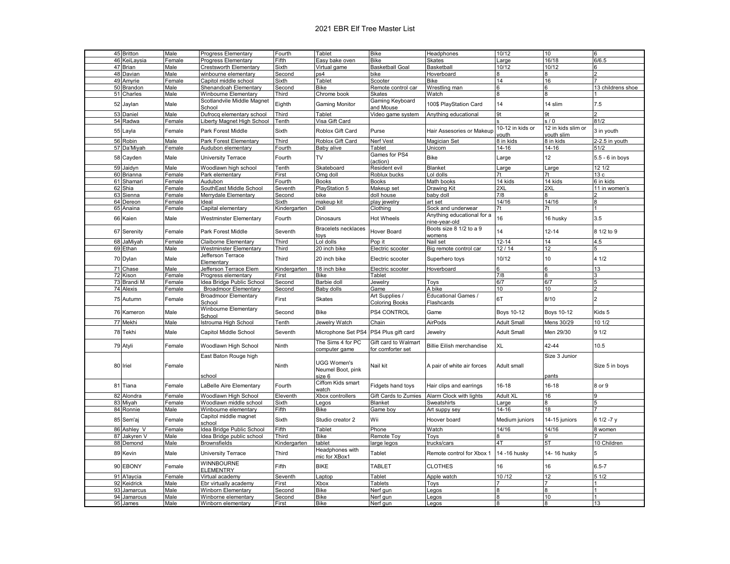## 2021 EBR Elf Tree Master List

| | | | | | | | | | | |
|---|---|---|---|---|---|---|---|---|---|---|
| 45 | Britton | Male | Progress Elementary | Fourth | Tablet | Bike | Headphones | 10/12 | 10 | 6 |
| 46 | KeiLaysia | Female | Progress Elementary | Fifth | Easy bake oven | Bike | Skates | Large | 16/18 | 6/6.5 |
| 47 | Brian | Male | Crestsworth Elementary | Sixth | Virtual game | Basketball Goal | Basketball | 10/12 | 10/12 | 6 |
| 48 | Davian | Male | winbourne elementary | Second | ps4 | bike | Hoverboard | 8 | 8 | 2 |
| 49 | Amyrie | Female | Capitol middle school | Sixth | Tablet | Scooter | Bike | 14 | 16 | 7 |
| 50 | Brandon | Male | Shenandoah Elementary | Second | Bike | Remote control car | Wrestling man | 6 | 6 | 13 childrens shoe |
| 51 | Charles | Male | Winbourne Elementary | Third | Chrome book | Skates | Watch | 8 | 8 | 1 |
| 52 | Jaylan | Male | Scotlandvile Middle Magnet School | Eighth | Gaming Monitor | Gaming Keyboard and Mouse | 100$ PlayStation Card | 14 | 14 slim | 7.5 |
| 53 | Daniel | Male | Dufrocq elementary school | Third | Tablet | Video game system | Anything educational | 9t | 9t | 2 |
| 54 | Radwa | Female | Liberty Magnet High School | Tenth | Visa Gift Card | | | s | s / 0 | 81/2 |
| 55 | Layla | Female | Park Forest Middle | Sixth | Roblox Gift Card | Purse | Hair Assesories or Makeup | 10-12 in kids or youth | 12 in kids slim or youth slim | 3 in youth |
| 56 | Robin | Male | Park Forest Elementary | Third | Roblox Gift Card | Nerf Vest | Magician Set | 8 in kids | 8 in kids | 2-2.5 in youth |
| 57 | Da'Miyah | Female | Audubon elementary | Fourth | Baby alive | Tablet | Unicorn | 14-16 | 14-16 | 51/2 |
| 58 | Cayden | Male | University Terrace | Fourth | TV | Games for PS4 (action) | Bike | Large | 12 | 5.5 - 6 in boys |
| 59 | Jaidyn | Male | Woodlawn high school | Tenth | Skateboard | Resident evil | Blanket | Large | Large | 12 1/2 |
| 60 | Brianna | Female | Park elementary | First | Omg doll | Roblux bucks | Lol dolls | 7t | 7t | 13 c |
| 61 | Shamari | Female | Audubon | Fourth | Books | Books | Math books | 14 kids | 14 kids | 6 in kids |
| 62 | Shia | Female | SouthEast Middle School | Seventh | PlayStation 5 | Makeup set | Drawing Kit | 2XL | 2XL | 11 in women's |
| 63 | Sienna | Female | Merrydale Elementary | Second | bike | doll house | baby doll | 7/8 | 8 | 2 |
| 64 | Dereon | Female | Ideal | Sixth | makeup kit | play jewelry | art set | 14/16 | 14/16 | 8 |
| 65 | Anaina | Female | Capital elementary | Kindergarten | Doll | Clothing | Sock and underwear | 7t | 7t | 1 |
| 66 | Kaien | Male | Westminster Elementary | Fourth | Dinosaurs | Hot Wheels | Anything educational for a nine-year-old | 16 | 16 husky | 3.5 |
| 67 | Serenity | Female | Park Forest Middle | Seventh | Bracelets necklaces toys | Hover Board | Boots size 8 1/2 to a 9 womens | 14 | 12-14 | 8 1/2 to 9 |
| 68 | JaMiyah | Female | Claiborne Elementary | Third | Lol dolls | Pop it | Nail set | 12-14 | 14 | 4.5 |
| 69 | Ethan | Male | Westminster Elementary | Third | 20 inch bike | Electric scooter | Big remote control car | 12 / 14 | 12 | 5 |
| 70 | Dylan | Male | Jefferson Terrace Elementary | Third | 20 inch bike | Electric scooter | Superhero toys | 10/12 | 10 | 4 1/2 |
| 71 | Chase | Male | Jefferson Terrace Elem | Kindergarten | 18 inch bike | Electric scooter | Hoverboard | 6 | 6 | 13 |
| 72 | Kison | Female | Progress elementary | First | Bike | Tablet | | 7/8 | 8 | 3 |
| 73 | Brandi M | Female | Idea Bridge Public School | Second | Barbie doll | Jewelry | Toys | 6/7 | 6/7 | 5 |
| 74 | Alexis | Female | Broadmoor Elementary | Second | Baby dolls | Game | A bike | 10 | 10 | 2 |
| 75 | Autumn | Female | Broadmoor Elementary School | First | Skates | Art Supplies / Coloring Books | Educational Games / Flashcards | 6T | 8/10 | 2 |
| 76 | Kameron | Male | Winbourne Elementary School | Second | Bike | PS4 CONTROL | Game | Boys 10-12 | Boys 10-12 | Kids 5 |
| 77 | Mekhi | Male | Istrouma High School | Tenth | Jewelry Watch | Chain | AirPods | Adult Small | Mens 30/29 | 10 1/2 |
| 78 | Tekhi | Male | Capitol Middle School | Seventh | Microphone Set PS4 | PS4 Plus gift card | Jewelry | Adult Small | Men 29/30 | 9 1/2 |
| 79 | Atyli | Female | Woodlawn High School | Ninth | The Sims 4 for PC computer game | Gift card to Walmart for comforter set | Billie Eilish merchandise | XL | 42-44 | 10.5 |
| 80 | Iriel | Female | East Baton Rouge high school | Ninth | UGG Women's Neumel Boot, pink size 6 | Nail kit | A pair of white air forces | Adult small | Size 3 Junior pants | Size 5 in boys |
| 81 | Tiana | Female | LaBelle Aire Elementary | Fourth | Ciffom Kids smart watch | Fidgets hand toys | Hair clips and earrings | 16-18 | 16-18 | 8 or 9 |
| 82 | Alondra | Female | Woodlawn High School | Eleventh | Xbox controllers | Gift Cards to Zumies | Alarm Clock with lights | Adult XL | 16 | 9 |
| 83 | Miyah | Female | Woodlawn middle school | Sixth | Legos | Blanket | Sweatshirts | Large | 8 | 5 |
| 84 | Ronnie | Male | Winbourne elementary | Fifth | Bike | Game boy | Art suppy sey | 14-16 | 18 | 7 |
| 85 | Sem'aj | Female | Capitol middle magnet school | Sixth | Studio creator 2 | Wii | Hoover board | Medium juniors | 14-15 juniors | 6 1/2 -7 y |
| 86 | Ashley V | Female | Idea Bridge Public School | Fifth | Tablet | Phone | Watch | 14/16 | 14/16 | 8 women |
| 87 | Jakyren V | Male | Idea Bridge public school | Third | Bike | Remote Toy | Toys | 8 | 9 | 7 |
| 88 | Demond | Male | Brownsfields | Kindergarten | tablet | large legos | trucks/cars | 4T | 5T | 10 Children |
| 89 | Kevin | Male | University Terrace | Third | Headphones with mic for XBox1 | Tablet | Remote control for Xbox 1 | 14 -16 husky | 14- 16 husky | 5 |
| 90 | EBONY | Female | WINNBOURNE ELEMENTRY | Fifth | BIKE | TABLET | CLOTHES | 16 | 16 | 6.5-7 |
| 91 | A'laycia | Female | Virtual academy | Seventh | Laptop | Tablet | Apple watch | 10 /12 | 12 | 5 1/2 |
| 92 | Keidrick | Male | Ebr virtually academy | First | Xbox | Tablets | Toys | 7 | 7 | 1 |
| 93 | Jamarcus | Male | Winborn Elementary | Second | Bike | Nerf gun | Legos | 8 | 8 | 1 |
| 94 | Jamarous | Male | Winborne elementary | Second | Bike | Nerf gun | Legos | 8 | 10 | 1 |
| 95 | James | Male | Winborn elementary | First | Bike | Nerf gun | Legos | 8 | 8 | 13 |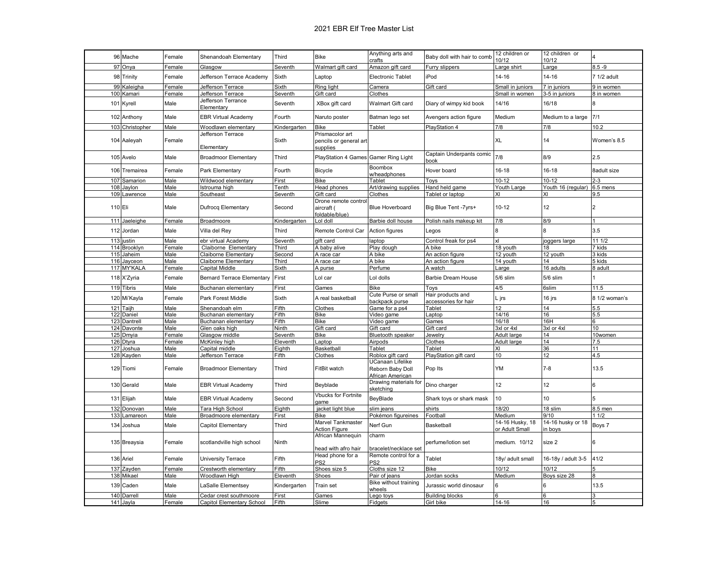# 2021 EBR Elf Tree Master List

| | | | | | | | | | | |
|---|---|---|---|---|---|---|---|---|---|---|
| 96 | Mache | Female | Shenandoah Elementary | Third | Bike | Anything arts and crafts | Baby doll with hair to comb | 12 children or 10/12 | 12 children or 10/12 | 4 |
| 97 | Onya | Female | Glasgow | Seventh | Walmart gift card | Amazon gift card | Furry slippers | Large shirt | Large | 8.5 -9 |
| 98 | Trinity | Female | Jefferson Terrace Academy | Sixth | Laptop | Electronic Tablet | iPod | 14-16 | 14-16 | 7 1/2 adult |
| 99 | Kaleigha | Female | Jefferson Terrace | Sixth | Ring light | Camera | Gift card | Small in juniors | 7 in juniors | 9 in women |
| 100 | Kamari | Female | Jefferson Terrace | Seventh | Gift card | Clothes | | Small in women | 3-5 in juniors | 8 in women |
| 101 | Kyrell | Male | Jefferson Terrance Elementary | Seventh | XBox gift card | Walmart Gift card | Diary of wimpy kid book | 14/16 | 16/18 | 8 |
| 102 | Anthony | Male | EBR Virtual Academy | Fourth | Naruto poster | Batman lego set | Avengers action figure | Medium | Medium to a large | 7/1 |
| 103 | Christopher | Male | Woodlawn elementary | Kindergarten | Bike | Tablet | PlayStation 4 | 7/8 | 7/8 | 10.2 |
| 104 | Aaleyah | Female | Jefferson Terrace Elementary | Sixth | Prismacolor art pencils or general art supplies | | | XL | 14 | Women's 8.5 |
| 105 | Avelo | Male | Broadmoor Elementary | Third | PlayStation 4 Games | Gamer Ring Light | Captain Underpants comic book | 7/8 | 8/9 | 2.5 |
| 106 | Tremairea | Female | Park Elementary | Fourth | Bicycle | Boombox w/headphones | Hover board | 16-18 | 16-18 | 8adult size |
| 107 | Samarion | Male | Wildwood elementary | First | Bike | Tablet | Toys | 10-12 | 10-12 | 2-3 |
| 108 | Jaylon | Male | Istrouma high | Tenth | Head phones | Art/drawing supplies | Hand held game | Youth Large | Youth 16 (regular) | 6.5 mens |
| 109 | Lawrence | Male | Southeast | Seventh | Gift card | Clothes | Tablet or laptop | Xl | Xl | 9.5 |
| 110 | Eli | Male | Dufrocq Elementary | Second | Drone remote control aircraft ( foldable/blue) | Blue Hoverboard | Big Blue Tent -7yrs+ | 10-12 | 12 | 2 |
| 111 | Jaeleighe | Female | Broadmoore | Kindergarten | Lol doll | Barbie doll house | Polish nails makeup kit | 7/8 | 8/9 | 1 |
| 112 | Jordan | Male | Villa del Rey | Third | Remote Control Car | Action figures | Legos | 8 | 8 | 3.5 |
| 113 | justin | Male | ebr virtual Academy | Seventh | gift card | laptop | Control freak for ps4 | xl | joggers large | 11 1/2 |
| 114 | Brooklyn | Female | Claiborne Elementary | Third | A baby alive | Play dough | A bike | 18 youth | 18 | 7 kids |
| 115 | Jaheim | Male | Claiborne Elementary | Second | A race car | A bike | An action figure | 12 youth | 12 youth | 3 kids |
| 116 | Jayceon | Male | Claiborne Elementary | Third | A race car | A bike | An action figure | 14 youth | 14 | 5 kids |
| 117 | MY'KALA | Female | Capital Middle | Sixth | A purse | Perfume | A watch | Large | 16 adults | 8 adult |
| 118 | X'Zyria | Female | Bernard Terrace Elementary | First | Lol car | Lol dolls | Barbie Dream House | 5/6 slim | 5/6 slim | 1 |
| 119 | Tibris | Male | Buchanan elementary | First | Games | Bike | Toys | 4/5 | 6slim | 11.5 |
| 120 | Mi'Kayla | Female | Park Forest Middle | Sixth | A real basketball | Cute Purse or small backpack purse | Hair products and accessories for hair | L jrs | 16 jrs | 8 1/2 woman's |
| 121 | Taijh | Male | Shenandoah elm | Fifth | Clothes | Game for a ps4 | Tablet | 12 | 14 | 5.5 |
| 122 | Daniel | Male | Buchanan elementary | Fifth | Bike | Video game | Laptop | 14/16 | 16 | 5.5 |
| 123 | Dantrell | Male | Buchanan elementary | Fifth | Bike | Video game | Games | 16/18 | 16H | 6 |
| 124 | Davonte | Male | Glen oaks high | Ninth | Gift card | Gift card | Gift card | 3xl or 4xl | 3xl or 4xl | 10 |
| 125 | Dmyia | Female | Glasgow middle | Seventh | Bike | Bluetooth speaker | Jewelry | Adult large | 14 | 10women |
| 126 | Dtyra | Female | McKinley high | Eleventh | Laptop | Airpods | Clothes | Adult large | 14 | 7.5 |
| 127 | Joshua | Male | Capital middle | Eighth | Basketball | Tablet | Tablet | Xl | 36 | 11 |
| 128 | Kayden | Male | Jefferson Terrace | Fifth | Clothes | Roblox gift card | PlayStation gift card | 10 | 12 | 4.5 |
| 129 | Tiomi | Female | Broadmoor Elementary | Third | FitBit watch | UCanaan Lifelike Reborn Baby Doll African American | Pop Its | YM | 7-8 | 13.5 |
| 130 | Gerald | Male | EBR Virtual Academy | Third | Beyblade | Drawing materials for sketching | Dino charger | 12 | 12 | 6 |
| 131 | Elijah | Male | EBR Virtual Academy | Second | Vbucks for Fortnite game | BeyBlade | Shark toys or shark mask | 10 | 10 | 5 |
| 132 | Donovan | Male | Tara High School | Eighth | jacket light blue | slim jeans | shirts | 18/20 | 18 slim | 8.5 men |
| 133 | Lamareon | Male | Broadmoore elementary | First | Bike | Pokémon figureines | Football | Medium | 9/10 | 1 1/2 |
| 134 | Joshua | Male | Capitol Elementary | Third | Marvel Tankmaster Action Figure | Nerf Gun | Basketball | 14-16 Husky, 18 or Adult Small | 14-16 husky or 18 in boys | Boys 7 |
| 135 | Breaysia | Female | scotlandville high school | Ninth | African Mannequin head with afro hair | charm bracelet/necklace set | perfume/lotion set | medium. 10/12 | size 2 | 6 |
| 136 | Ariel | Female | University Terrace | Fifth | Head phone for a PS2 | Remote control for a PS2 | Tablet | 18y/ adult small | 16-18y / adult 3-5 | 41/2 |
| 137 | Zayden | Female | Crestworth elementary | Fifth | Shoes size 5 | Cloths size 12 | Bike | 10/12 | 10/12 | 5 |
| 138 | Mikael | Male | Woodlawn High | Eleventh | Shoes | Pair of jeans | Jordan socks | Medium | Boys size 28 | 8 |
| 139 | Caden | Male | LaSalle Elementsey | Kindergarten | Train set | Bike without training wheels | Jurassic world dinosaur | 6 | 6 | 13.5 |
| 140 | Darrell | Male | Cedar crest southmoore | First | Games | Lego toys | Building blocks | 6 | 6 | 3 |
| 141 | Jayla | Female | Capitol Elementary School | Fifth | Slime | Fidgets | Girl bike | 14-16 | 16 | 5 |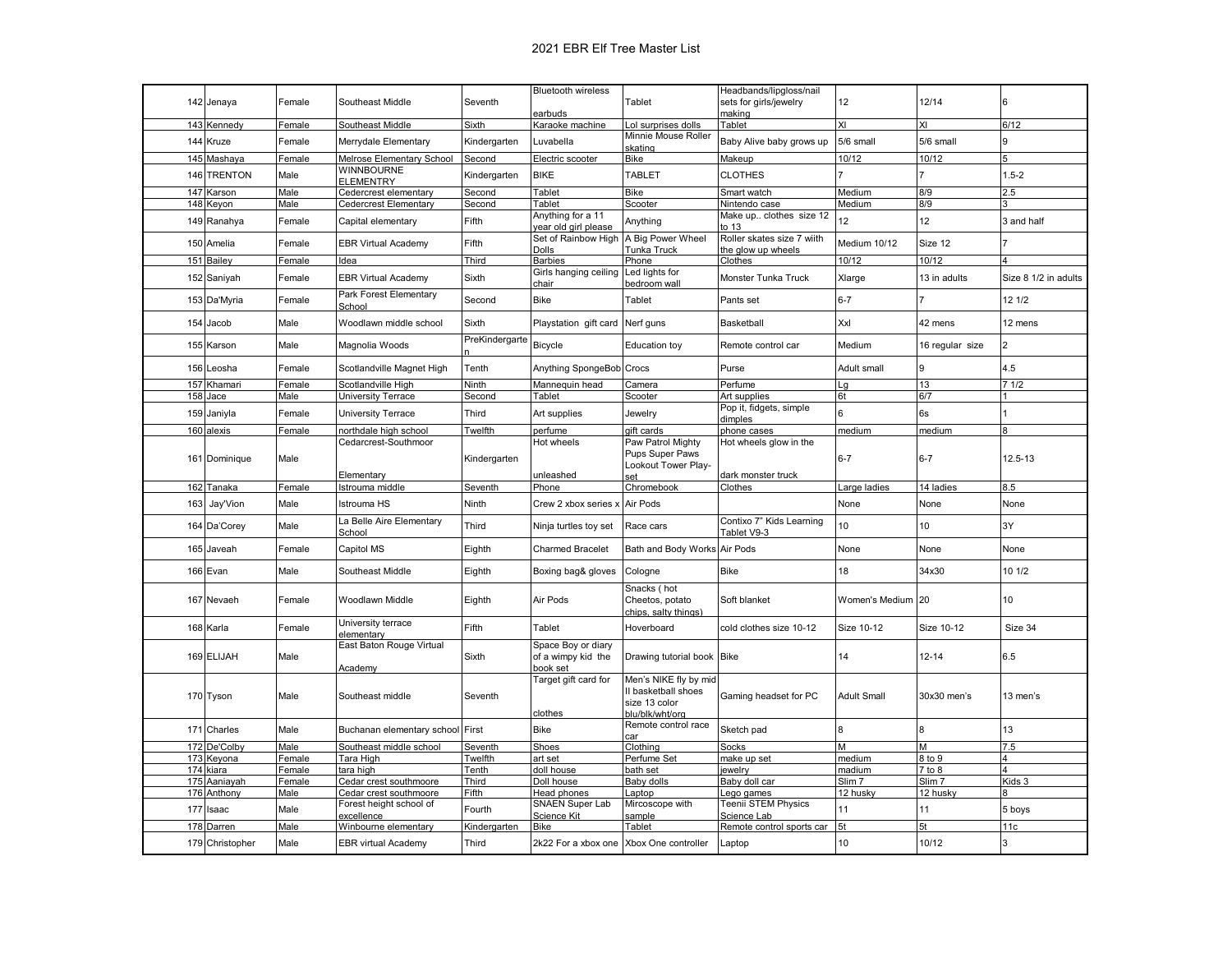# 2021 EBR Elf Tree Master List

| | | | | | | | | | | |
|---|---|---|---|---|---|---|---|---|---|---|
| 142 | Jenaya | Female | Southeast Middle | Seventh | Bluetooth wireless earbuds | Tablet | Headbands/lipgloss/nail sets for girls/jewelry making | 12 | 12/14 | 6 |
| 143 | Kennedy | Female | Southeast Middle | Sixth | Karaoke machine | Lol surprises dolls | Tablet | Xl | Xl | 6/12 |
| 144 | Kruze | Female | Merrydale Elementary | Kindergarten | Luvabella | Minnie Mouse Roller skating | Baby Alive baby grows up | 5/6 small | 5/6 small | 9 |
| 145 | Mashaya | Female | Melrose Elementary School | Second | Electric scooter | Bike | Makeup | 10/12 | 10/12 | 5 |
| 146 | TRENTON | Male | WINNBOURNE ELEMENTRY | Kindergarten | BIKE | TABLET | CLOTHES | 7 | 7 | 1.5-2 |
| 147 | Karson | Male | Cedercrest elementary | Second | Tablet | Bike | Smart watch | Medium | 8/9 | 2.5 |
| 148 | Keyon | Male | Cedercrest Elementary | Second | Tablet | Scooter | Nintendo case | Medium | 8/9 | 3 |
| 149 | Ranahya | Female | Capital elementary | Fifth | Anything for a 11 year old girl please | Anything | Make up.. clothes size 12 to 13 | 12 | 12 | 3 and half |
| 150 | Amelia | Female | EBR Virtual Academy | Fifth | Set of Rainbow High Dolls | A Big Power Wheel Tunka Truck | Roller skates size 7 wiith the glow up wheels | Medium 10/12 | Size 12 | 7 |
| 151 | Bailey | Female | Idea | Third | Barbies | Phone | Clothes | 10/12 | 10/12 | 4 |
| 152 | Saniyah | Female | EBR Virtual Academy | Sixth | Girls hanging ceiling chair | Led lights for bedroom wall | Monster Tunka Truck | Xlarge | 13 in adults | Size 8 1/2 in adults |
| 153 | Da'Myria | Female | Park Forest Elementary School | Second | Bike | Tablet | Pants set | 6-7 | 7 | 12 1/2 |
| 154 | Jacob | Male | Woodlawn middle school | Sixth | Playstation gift card | Nerf guns | Basketball | Xxl | 42 mens | 12 mens |
| 155 | Karson | Male | Magnolia Woods | PreKindergarten | Bicycle | Education toy | Remote control car | Medium | 16 regular size | 2 |
| 156 | Leosha | Female | Scotlandville Magnet High | Tenth | Anything SpongeBob | Crocs | Purse | Adult small | 9 | 4.5 |
| 157 | Khamari | Female | Scotlandville High | Ninth | Mannequin head | Camera | Perfume | Lg | 13 | 7 1/2 |
| 158 | Jace | Male | University Terrace | Second | Tablet | Scooter | Art supplies | 6t | 6/7 | 1 |
| 159 | Janiyla | Female | University Terrace | Third | Art supplies | Jewelry | Pop it, fidgets, simple dimples | 6 | 6s | 1 |
| 160 | alexis | Female | northdale high school | Twelfth | perfume | gift cards | phone cases | medium | medium | 8 |
| 161 | Dominique | Male | Cedarcrest-Southmoor Elementary | Kindergarten | Hot wheels unleashed | Paw Patrol Mighty Pups Super Paws Lookout Tower Play-set | Hot wheels glow in the dark monster truck | 6-7 | 6-7 | 12.5-13 |
| 162 | Tanaka | Female | Istrouma middle | Seventh | Phone | Chromebook | Clothes | Large ladies | 14 ladies | 8.5 |
| 163 | Jay'Vion | Male | Istrouma HS | Ninth | Crew 2 xbox series x | Air Pods | | None | None | None |
| 164 | Da'Corey | Male | La Belle Aire Elementary School | Third | Ninja turtles toy set | Race cars | Contixo 7" Kids Learning Tablet V9-3 | 10 | 10 | 3Y |
| 165 | Javeah | Female | Capitol MS | Eighth | Charmed Bracelet | Bath and Body Works | Air Pods | None | None | None |
| 166 | Evan | Male | Southeast Middle | Eighth | Boxing bag& gloves | Cologne | Bike | 18 | 34x30 | 10 1/2 |
| 167 | Nevaeh | Female | Woodlawn Middle | Eighth | Air Pods | Snacks ( hot Cheetos, potato chips, salty things) | Soft blanket | Women's Medium | 20 | 10 |
| 168 | Karla | Female | University terrace elementary | Fifth | Tablet | Hoverboard | cold clothes size 10-12 | Size 10-12 | Size 10-12 | Size 34 |
| 169 | ELIJAH | Male | East Baton Rouge Virtual Academy | Sixth | Space Boy or diary of a wimpy kid the book set | Drawing tutorial book | Bike | 14 | 12-14 | 6.5 |
| 170 | Tyson | Male | Southeast middle | Seventh | Target gift card for clothes | Men's NIKE fly by mid II basketball shoes size 13 color blu/blk/wht/org | Gaming headset for PC | Adult Small | 30x30 men's | 13 men's |
| 171 | Charles | Male | Buchanan elementary school | First | Bike | Remote control race car | Sketch pad | 8 | 8 | 13 |
| 172 | De'Colby | Male | Southeast middle school | Seventh | Shoes | Clothing | Socks | M | M | 7.5 |
| 173 | Keyona | Female | Tara High | Twelfth | art set | Perfume Set | make up set | medium | 8 to 9 | 4 |
| 174 | kiara | Female | tara high | Tenth | doll house | bath set | jewelry | medium | 7 to 8 | 4 |
| 175 | Aaniayah | Female | Cedar crest southmoore | Third | Doll house | Baby dolls | Baby doll car | Slim 7 | Slim 7 | Kids 3 |
| 176 | Anthony | Male | Cedar crest southmoore | Fifth | Head phones | Laptop | Lego games | 12 husky | 12 husky | 8 |
| 177 | Isaac | Male | Forest height school of excellence | Fourth | SNAEN Super Lab Science Kit | Mircoscope with sample | Teenii STEM Physics Science Lab | 11 | 11 | 5 boys |
| 178 | Darren | Male | Winbourne elementary | Kindergarten | Bike | Tablet | Remote control sports car | 5t | 5t | 11c |
| 179 | Christopher | Male | EBR virtual Academy | Third | 2k22 For a xbox one | Xbox One controller | Laptop | 10 | 10/12 | 3 |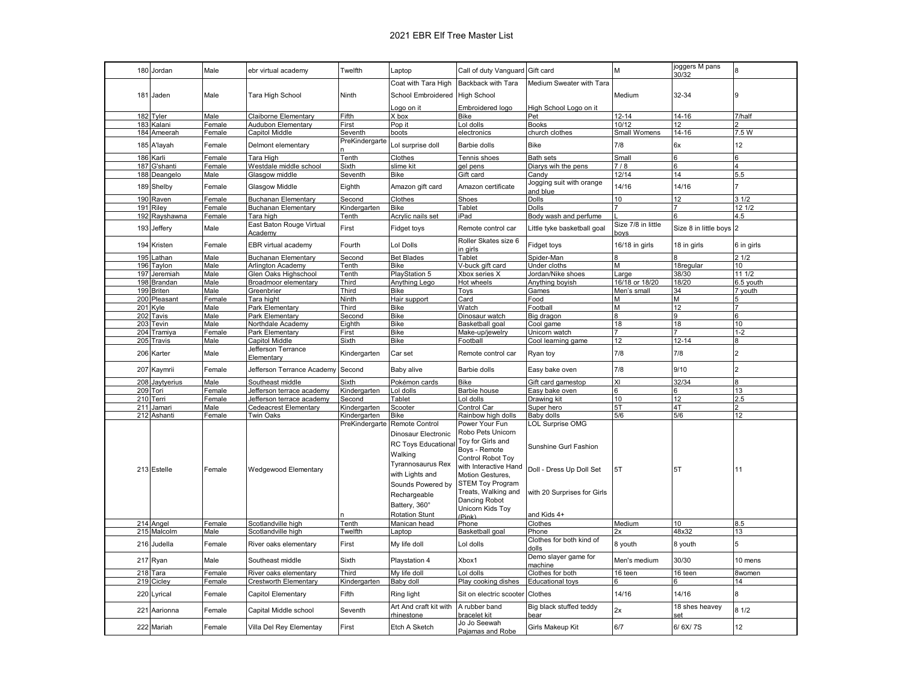# 2021 EBR Elf Tree Master List

| | | | | | | | | | | |
|---|---|---|---|---|---|---|---|---|---|---|
| 180 | Jordan | Male | ebr virtual academy | Twelfth | Laptop | Call of duty Vanguard | Gift card | M | joggers M pans 30/32 | 8 |
| 181 | Jaden | Male | Tara High School | Ninth | Coat with Tara High School Embroidered Logo on it | Backback with Tara High School Embroidered logo | Medium Sweater with Tara High School Logo on it | Medium | 32-34 | 9 |
| 182 | Tyler | Male | Claiborne Elementary | Fifth | X box | Bike | Pet | 12-14 | 14-16 | 7/half |
| 183 | Kalani | Female | Audubon Elementary | First | Pop it | Lol dolls | Books | 10/12 | 12 | 2 |
| 184 | Ameerah | Female | Capitol Middle | Seventh | boots | electronics | church clothes | Small Womens | 14-16 | 7.5 W |
| 185 | A'layah | Female | Delmont elementary | PreKindergarten | Lol surprise doll | Barbie dolls | Bike | 7/8 | 6x | 12 |
| 186 | Karli | Female | Tara High | Tenth | Clothes | Tennis shoes | Bath sets | Small | 6 | 6 |
| 187 | G'shanti | Female | Westdale middle school | Sixth | slime kit | gel pens | Diarys wih the pens | 7 / 8 | 6 | 4 |
| 188 | Deangelo | Male | Glasgow middle | Seventh | Bike | Gift card | Candy | 12/14 | 14 | 5.5 |
| 189 | Shelby | Female | Glasgow Middle | Eighth | Amazon gift card | Amazon certificate | Jogging suit with orange and blue | 14/16 | 14/16 | 7 |
| 190 | Raven | Female | Buchanan Elementary | Second | Clothes | Shoes | Dolls | 10 | 12 | 3 1/2 |
| 191 | Riley | Female | Buchanan Elementary | Kindergarten | Bike | Tablet | Dolls | 7 | 7 | 12 1/2 |
| 192 | Rayshawna | Female | Tara high | Tenth | Acrylic nails set | iPad | Body wash and perfume | L | 6 | 4.5 |
| 193 | Jeffery | Male | East Baton Rouge Virtual Academy | First | Fidget toys | Remote control car | Little tyke basketball goal | Size 7/8 in little boys | Size 8 in little boys | 2 |
| 194 | Kristen | Female | EBR virtual academy | Fourth | Lol Dolls | Roller Skates size 6 in girls | Fidget toys | 16/18 in girls | 18 in girls | 6 in girls |
| 195 | Lathan | Male | Buchanan Elementary | Second | Bet Blades | Tablet | Spider-Man | 8 | 8 | 2 1/2 |
| 196 | Taylon | Male | Arlington Academy | Tenth | Bike | V-buck gift card | Under cloths | M | 18regular | 10 |
| 197 | Jeremiah | Male | Glen Oaks Highschool | Tenth | PlayStation 5 | Xbox series X | Jordan/Nike shoes | Large | 38/30 | 11 1/2 |
| 198 | Brandan | Male | Broadmoor elementary | Third | Anything Lego | Hot wheels | Anything boyish | 16/18 or 18/20 | 18/20 | 6.5 youth |
| 199 | Briten | Male | Greenbrier | Third | Bike | Toys | Games | Men's small | 34 | 7 youth |
| 200 | Pleasant | Female | Tara hight | Ninth | Hair support | Card | Food | M | M | 5 |
| 201 | Kyle | Male | Park Elementary | Third | Bike | Watch | Football | M | 12 | 7 |
| 202 | Tavis | Male | Park Elementary | Second | Bike | Dinosaur watch | Big dragon | 8 | 9 | 6 |
| 203 | Tevin | Male | Northdale Academy | Eighth | Bike | Basketball goal | Cool game | 18 | 18 | 10 |
| 204 | Tramiya | Female | Park Elementary | First | Bike | Make-up/jewelry | Unicorn watch | 7 | 7 | 1-2 |
| 205 | Travis | Male | Capitol Middle | Sixth | Bike | Football | Cool learning game | 12 | 12-14 | 8 |
| 206 | Karter | Male | Jefferson Terrance Elementary | Kindergarten | Car set | Remote control car | Ryan toy | 7/8 | 7/8 | 2 |
| 207 | Kaymrii | Female | Jefferson Terrance Academy | Second | Baby alive | Barbie dolls | Easy bake oven | 7/8 | 9/10 | 2 |
| 208 | Jaytyerius | Male | Southeast middle | Sixth | Pokémon cards | Bike | Gift card gamestop | Xl | 32/34 | 8 |
| 209 | Tori | Female | Jefferson terrace academy | Kindergarten | Lol dolls | Barbie house | Easy bake oven | 6 | 6 | 13 |
| 210 | Terri | Female | Jefferson terrace academy | Second | Tablet | Lol dolls | Drawing kit | 10 | 12 | 2.5 |
| 211 | Jamari | Male | Cedeacrest Elementary | Kindergarten | Scooter | Control Car | Super hero | 5T | 4T | 2 |
| 212 | Ashanti | Female | Twin Oaks | Kindergarten | Bike | Rainbow high dolls | Baby dolls | 5/6 | 5/6 | 12 |
| 213 | Estelle | Female | Wedgewood Elementary | PreKindergarten | Remote Control Dinosaur Electronic RC Toys Educational Walking Tyrannosaurus Rex with Lights and Sounds Powered by Rechargeable Battery, 360° Rotation Stunt | Power Your Fun Robo Pets Unicorn Toy for Girls and Boys - Remote Control Robot Toy with Interactive Hand Motion Gestures, STEM Toy Program Treats, Walking and Dancing Robot Unicorn Kids Toy (Pink) | LOL Surprise OMG Sunshine Gurl Fashion Doll - Dress Up Doll Set with 20 Surprises for Girls and Kids 4+ | 5T | 5T | 11 |
| 214 | Angel | Female | Scotlandville high | Tenth | Manican head | Phone | Clothes | Medium | 10 | 8.5 |
| 215 | Malcolm | Male | Scotlandville high | Twelfth | Laptop | Basketball goal | Phone | 2x | 48x32 | 13 |
| 216 | Judella | Female | River oaks elementary | First | My life doll | Lol dolls | Clothes for both kind of dolls | 8 youth | 8 youth | 5 |
| 217 | Ryan | Male | Southeast middle | Sixth | Playstation 4 | Xbox1 | Demo slayer game for machine | Men's medium | 30/30 | 10 mens |
| 218 | Tara | Female | River oaks elementary | Third | My life doll | Lol dolls | Clothes for both | 16 teen | 16 teen | 8women |
| 219 | Cicley | Female | Crestworth Elementary | Kindergarten | Baby doll | Play cooking dishes | Educational toys | 6 | 6 | 14 |
| 220 | Lyrical | Female | Capitol Elementary | Fifth | Ring light | Sit on electric scooter | Clothes | 14/16 | 14/16 | 8 |
| 221 | Aarionna | Female | Capital Middle school | Seventh | Art And craft kit with rhinestone | A rubber band bracelet kit | Big black stuffed teddy bear | 2x | 18 shes heavey set | 8 1/2 |
| 222 | Mariah | Female | Villa Del Rey Elementay | First | Etch A Sketch | Jo Jo Seewah Pajamas and Robe | Girls Makeup Kit | 6/7 | 6/ 6X/ 7S | 12 |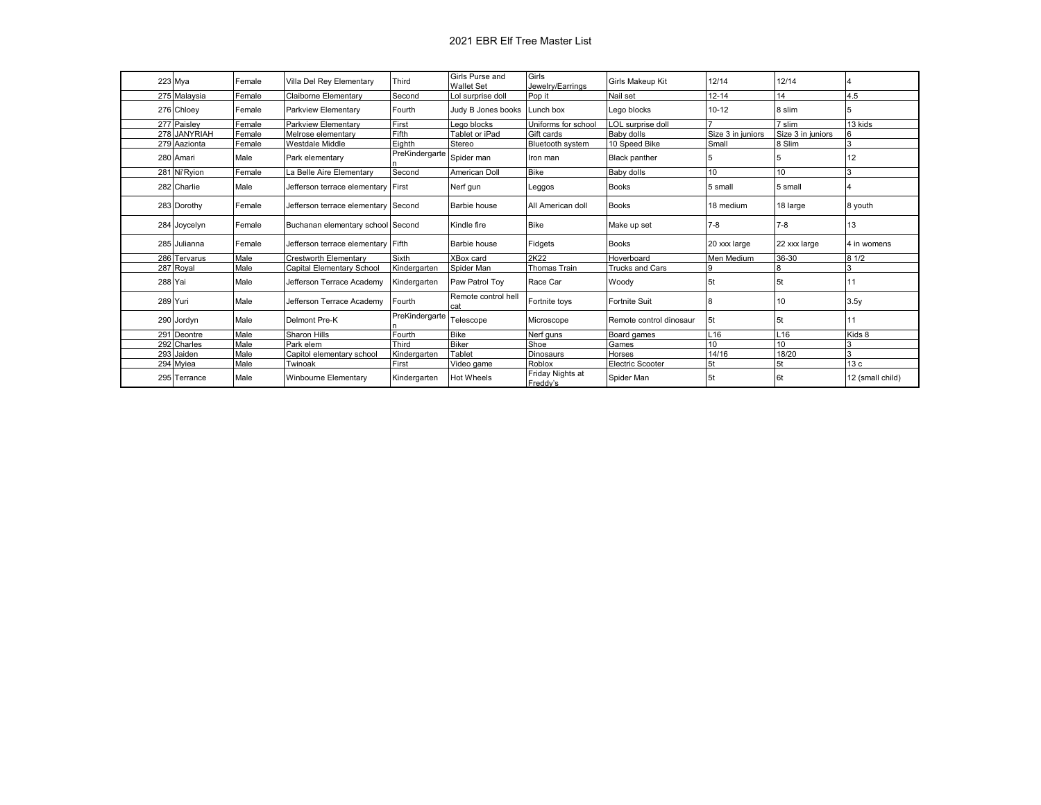# 2021 EBR Elf Tree Master List

| | | | | | | | | | | |
|---|---|---|---|---|---|---|---|---|---|---|
| 223 | Mya | Female | Villa Del Rey Elementary | Third | Girls Purse and Wallet Set | Girls Jewelry/Earrings | Girls Makeup Kit | 12/14 | 12/14 | 4 |
| 275 | Malaysia | Female | Claiborne Elementary | Second | Lol surprise doll | Pop it | Nail set | 12-14 | 14 | 4.5 |
| 276 | Chloey | Female | Parkview Elementary | Fourth | Judy B Jones books | Lunch box | Lego blocks | 10-12 | 8 slim | 5 |
| 277 | Paisley | Female | Parkview Elementary | First | Lego blocks | Uniforms for school | LOL surprise doll | 7 | 7 slim | 13 kids |
| 278 | JANYRIAH | Female | Melrose elementary | Fifth | Tablet or iPad | Gift cards | Baby dolls | Size 3 in juniors | Size 3 in juniors | 6 |
| 279 | Aazionta | Female | Westdale Middle | Eighth | Stereo | Bluetooth system | 10 Speed Bike | Small | 8 Slim | 3 |
| 280 | Amari | Male | Park elementary | PreKindergarten | Spider man | Iron man | Black panther | 5 | 5 | 12 |
| 281 | Ni'Ryion | Female | La Belle Aire Elementary | Second | American Doll | Bike | Baby dolls | 10 | 10 | 3 |
| 282 | Charlie | Male | Jefferson terrace elementary | First | Nerf gun | Leggos | Books | 5 small | 5 small | 4 |
| 283 | Dorothy | Female | Jefferson terrace elementary | Second | Barbie house | All American doll | Books | 18 medium | 18 large | 8 youth |
| 284 | Joycelyn | Female | Buchanan elementary school | Second | Kindle fire | Bike | Make up set | 7-8 | 7-8 | 13 |
| 285 | Julianna | Female | Jefferson terrace elementary | Fifth | Barbie house | Fidgets | Books | 20 xxx large | 22 xxx large | 4 in womens |
| 286 | Tervarus | Male | Crestworth Elementary | Sixth | XBox card | 2K22 | Hoverboard | Men Medium | 36-30 | 8 1/2 |
| 287 | Royal | Male | Capital Elementary School | Kindergarten | Spider Man | Thomas Train | Trucks and Cars | 9 | 8 | 3 |
| 288 | Yai | Male | Jefferson Terrace Academy | Kindergarten | Paw Patrol Toy | Race Car | Woody | 5t | 5t | 11 |
| 289 | Yuri | Male | Jefferson Terrace Academy | Fourth | Remote control hell cat | Fortnite toys | Fortnite Suit | 8 | 10 | 3.5y |
| 290 | Jordyn | Male | Delmont Pre-K | PreKindergarten | Telescope | Microscope | Remote control dinosaur | 5t | 5t | 11 |
| 291 | Deontre | Male | Sharon Hills | Fourth | Bike | Nerf guns | Board games | L16 | L16 | Kids 8 |
| 292 | Charles | Male | Park elem | Third | Biker | Shoe | Games | 10 | 10 | 3 |
| 293 | Jaiden | Male | Capitol elementary school | Kindergarten | Tablet | Dinosaurs | Horses | 14/16 | 18/20 | 3 |
| 294 | Myiea | Male | Twinoak | First | Video game | Roblox | Electric Scooter | 5t | 5t | 13 c |
| 295 | Terrance | Male | Winbourne Elementary | Kindergarten | Hot Wheels | Friday Nights at Freddy's | Spider Man | 5t | 6t | 12 (small child) |